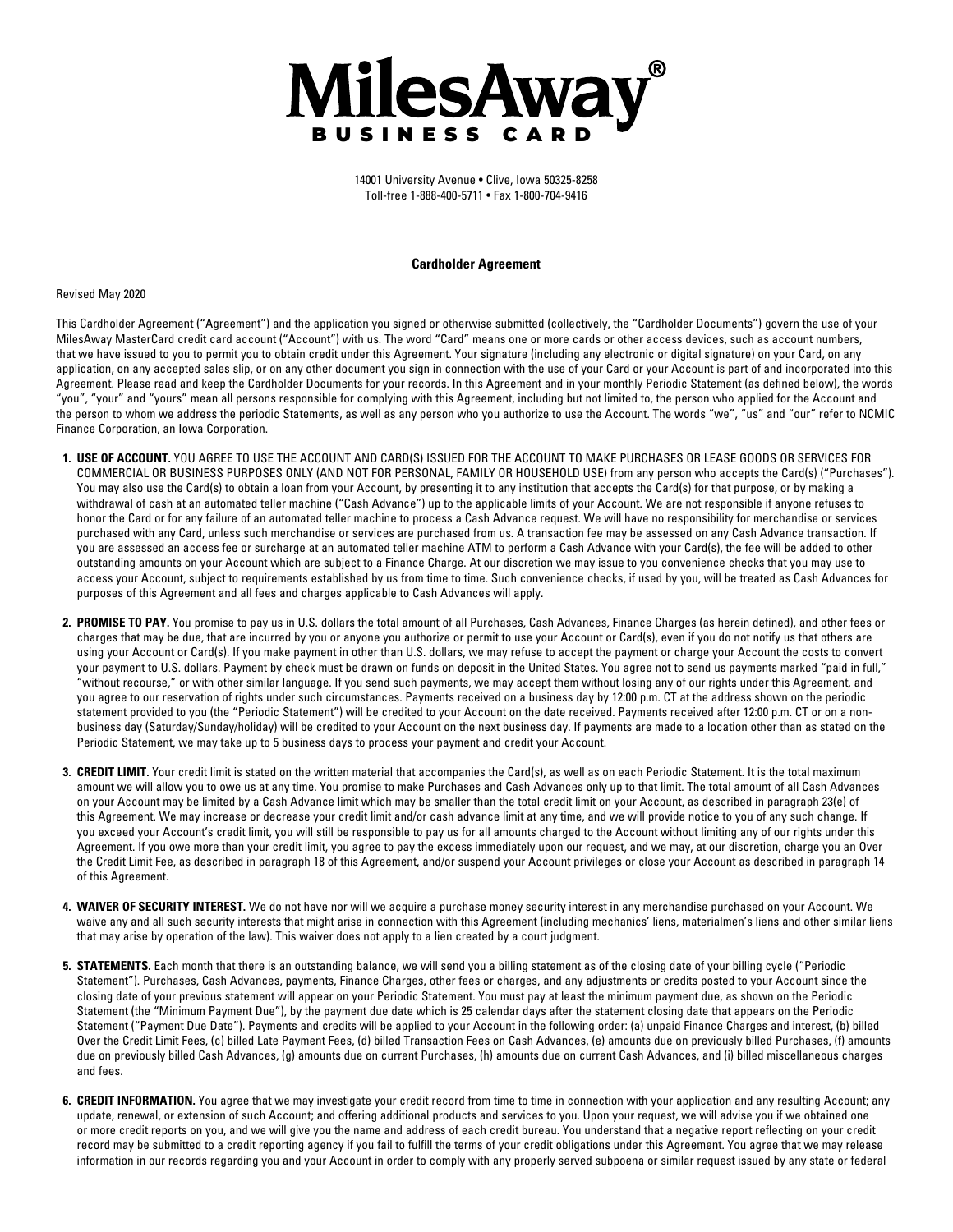# MilesAway®
## BUSINESS CARD

14001 University Avenue • Clive, Iowa 50325-8258
Toll-free 1-888-400-5711 • Fax 1-800-704-9416

**Cardholder Agreement**

Revised May 2020

This Cardholder Agreement ("Agreement") and the application you signed or otherwise submitted (collectively, the "Cardholder Documents") govern the use of your MilesAway MasterCard credit card account ("Account") with us. The word "Card" means one or more cards or other access devices, such as account numbers, that we have issued to you to permit you to obtain credit under this Agreement. Your signature (including any electronic or digital signature) on your Card, on any application, on any accepted sales slip, or on any other document you sign in connection with the use of your Card or your Account is part of and incorporated into this Agreement. Please read and keep the Cardholder Documents for your records. In this Agreement and in your monthly Periodic Statement (as defined below), the words "you", "your" and "yours" mean all persons responsible for complying with this Agreement, including but not limited to, the person who applied for the Account and the person to whom we address the periodic Statements, as well as any person who you authorize to use the Account. The words "we", "us" and "our" refer to NCMIC Finance Corporation, an Iowa Corporation.

1. **USE OF ACCOUNT.** YOU AGREE TO USE THE ACCOUNT AND CARD(S) ISSUED FOR THE ACCOUNT TO MAKE PURCHASES OR LEASE GOODS OR SERVICES FOR COMMERCIAL OR BUSINESS PURPOSES ONLY (AND NOT FOR PERSONAL, FAMILY OR HOUSEHOLD USE) from any person who accepts the Card(s) ("Purchases"). You may also use the Card(s) to obtain a loan from your Account, by presenting it to any institution that accepts the Card(s) for that purpose, or by making a withdrawal of cash at an automated teller machine ("Cash Advance") up to the applicable limits of your Account. We are not responsible if anyone refuses to honor the Card or for any failure of an automated teller machine to process a Cash Advance request. We will have no responsibility for merchandise or services purchased with any Card, unless such merchandise or services are purchased from us. A transaction fee may be assessed on any Cash Advance transaction. If you are assessed an access fee or surcharge at an automated teller machine ATM to perform a Cash Advance with your Card(s), the fee will be added to other outstanding amounts on your Account which are subject to a Finance Charge. At our discretion we may issue to you convenience checks that you may use to access your Account, subject to requirements established by us from time to time. Such convenience checks, if used by you, will be treated as Cash Advances for purposes of this Agreement and all fees and charges applicable to Cash Advances will apply.

2. **PROMISE TO PAY.** You promise to pay us in U.S. dollars the total amount of all Purchases, Cash Advances, Finance Charges (as herein defined), and other fees or charges that may be due, that are incurred by you or anyone you authorize or permit to use your Account or Card(s), even if you do not notify us that others are using your Account or Card(s). If you make payment in other than U.S. dollars, we may refuse to accept the payment or charge your Account the costs to convert your payment to U.S. dollars. Payment by check must be drawn on funds on deposit in the United States. You agree not to send us payments marked "paid in full," "without recourse," or with other similar language. If you send such payments, we may accept them without losing any of our rights under this Agreement, and you agree to our reservation of rights under such circumstances. Payments received on a business day by 12:00 p.m. CT at the address shown on the periodic statement provided to you (the "Periodic Statement") will be credited to your Account on the date received. Payments received after 12:00 p.m. CT or on a non-business day (Saturday/Sunday/holiday) will be credited to your Account on the next business day. If payments are made to a location other than as stated on the Periodic Statement, we may take up to 5 business days to process your payment and credit your Account.

3. **CREDIT LIMIT.** Your credit limit is stated on the written material that accompanies the Card(s), as well as on each Periodic Statement. It is the total maximum amount we will allow you to owe us at any time. You promise to make Purchases and Cash Advances only up to that limit. The total amount of all Cash Advances on your Account may be limited by a Cash Advance limit which may be smaller than the total credit limit on your Account, as described in paragraph 23(e) of this Agreement. We may increase or decrease your credit limit and/or cash advance limit at any time, and we will provide notice to you of any such change. If you exceed your Account's credit limit, you will still be responsible to pay us for all amounts charged to the Account without limiting any of our rights under this Agreement. If you owe more than your credit limit, you agree to pay the excess immediately upon our request, and we may, at our discretion, charge you an Over the Credit Limit Fee, as described in paragraph 18 of this Agreement, and/or suspend your Account privileges or close your Account as described in paragraph 14 of this Agreement.

4. **WAIVER OF SECURITY INTEREST.** We do not have nor will we acquire a purchase money security interest in any merchandise purchased on your Account. We waive any and all such security interests that might arise in connection with this Agreement (including mechanics' liens, materialmen's liens and other similar liens that may arise by operation of the law). This waiver does not apply to a lien created by a court judgment.

5. **STATEMENTS.** Each month that there is an outstanding balance, we will send you a billing statement as of the closing date of your billing cycle ("Periodic Statement"). Purchases, Cash Advances, payments, Finance Charges, other fees or charges, and any adjustments or credits posted to your Account since the closing date of your previous statement will appear on your Periodic Statement. You must pay at least the minimum payment due, as shown on the Periodic Statement (the "Minimum Payment Due"), by the payment due date which is 25 calendar days after the statement closing date that appears on the Periodic Statement ("Payment Due Date"). Payments and credits will be applied to your Account in the following order: (a) unpaid Finance Charges and interest, (b) billed Over the Credit Limit Fees, (c) billed Late Payment Fees, (d) billed Transaction Fees on Cash Advances, (e) amounts due on previously billed Purchases, (f) amounts due on previously billed Cash Advances, (g) amounts due on current Purchases, (h) amounts due on current Cash Advances, and (i) billed miscellaneous charges and fees.

6. **CREDIT INFORMATION.** You agree that we may investigate your credit record from time to time in connection with your application and any resulting Account; any update, renewal, or extension of such Account; and offering additional products and services to you. Upon your request, we will advise you if we obtained one or more credit reports on you, and we will give you the name and address of each credit bureau. You understand that a negative report reflecting on your credit record may be submitted to a credit reporting agency if you fail to fulfill the terms of your credit obligations under this Agreement. You agree that we may release information in our records regarding you and your Account in order to comply with any properly served subpoena or similar request issued by any state or federal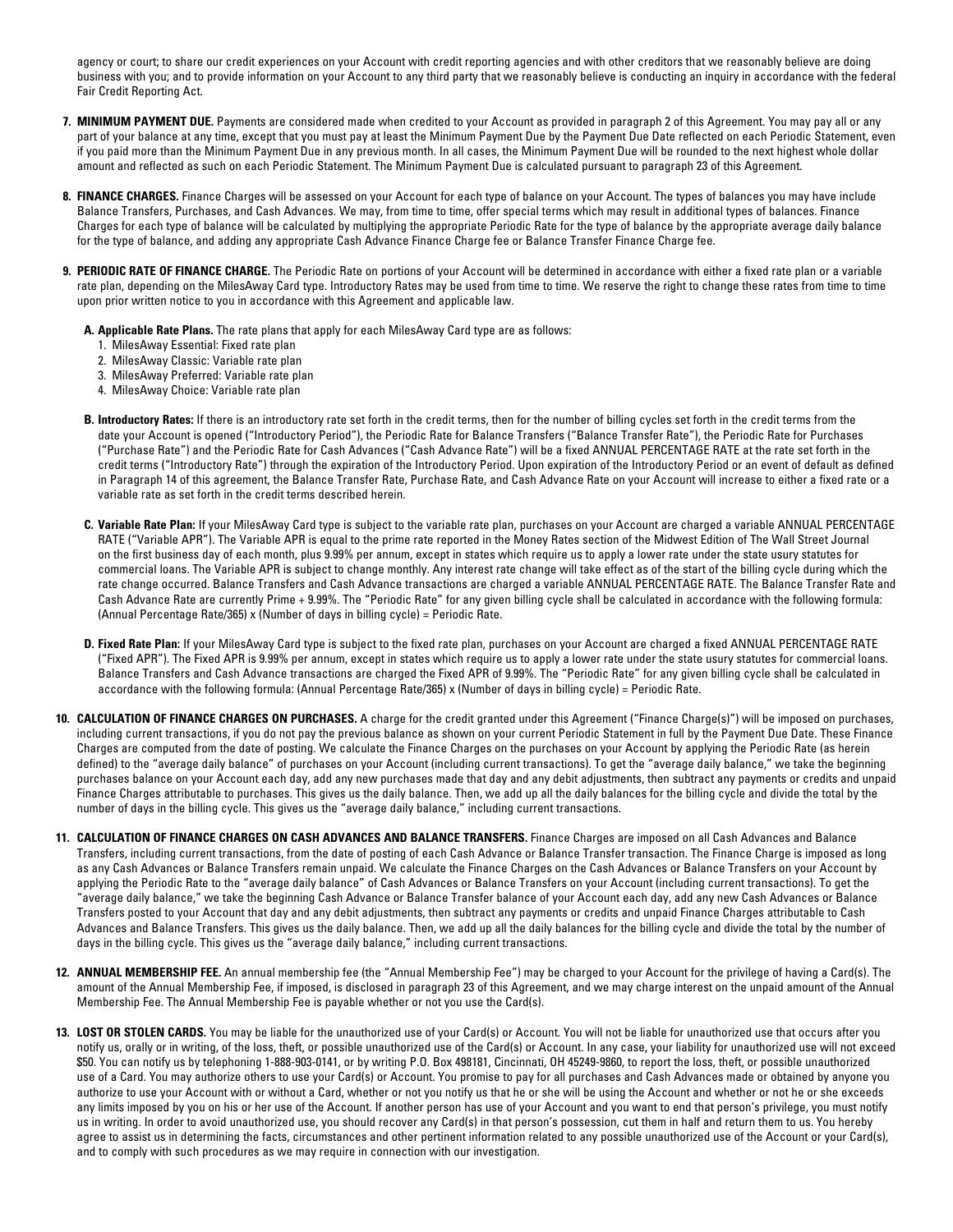agency or court; to share our credit experiences on your Account with credit reporting agencies and with other creditors that we reasonably believe are doing business with you; and to provide information on your Account to any third party that we reasonably believe is conducting an inquiry in accordance with the federal Fair Credit Reporting Act.

7. **MINIMUM PAYMENT DUE.** Payments are considered made when credited to your Account as provided in paragraph 2 of this Agreement. You may pay all or any part of your balance at any time, except that you must pay at least the Minimum Payment Due by the Payment Due Date reflected on each Periodic Statement, even if you paid more than the Minimum Payment Due in any previous month. In all cases, the Minimum Payment Due will be rounded to the next highest whole dollar amount and reflected as such on each Periodic Statement. The Minimum Payment Due is calculated pursuant to paragraph 23 of this Agreement.

8. **FINANCE CHARGES.** Finance Charges will be assessed on your Account for each type of balance on your Account. The types of balances you may have include Balance Transfers, Purchases, and Cash Advances. We may, from time to time, offer special terms which may result in additional types of balances. Finance Charges for each type of balance will be calculated by multiplying the appropriate Periodic Rate for the type of balance by the appropriate average daily balance for the type of balance, and adding any appropriate Cash Advance Finance Charge fee or Balance Transfer Finance Charge fee.

9. **PERIODIC RATE OF FINANCE CHARGE.** The Periodic Rate on portions of your Account will be determined in accordance with either a fixed rate plan or a variable rate plan, depending on the MilesAway Card type. Introductory Rates may be used from time to time. We reserve the right to change these rates from time to time upon prior written notice to you in accordance with this Agreement and applicable law.

   **A. Applicable Rate Plans.** The rate plans that apply for each MilesAway Card type are as follows:
   1. MilesAway Essential: Fixed rate plan
   2. MilesAway Classic: Variable rate plan
   3. MilesAway Preferred: Variable rate plan
   4. MilesAway Choice: Variable rate plan

   **B. Introductory Rates:** If there is an introductory rate set forth in the credit terms, then for the number of billing cycles set forth in the credit terms from the date your Account is opened ("Introductory Period"), the Periodic Rate for Balance Transfers ("Balance Transfer Rate"), the Periodic Rate for Purchases ("Purchase Rate") and the Periodic Rate for Cash Advances ("Cash Advance Rate") will be a fixed ANNUAL PERCENTAGE RATE at the rate set forth in the credit terms ("Introductory Rate") through the expiration of the Introductory Period. Upon expiration of the Introductory Period or an event of default as defined in Paragraph 14 of this agreement, the Balance Transfer Rate, Purchase Rate, and Cash Advance Rate on your Account will increase to either a fixed rate or a variable rate as set forth in the credit terms described herein.

   **C. Variable Rate Plan:** If your MilesAway Card type is subject to the variable rate plan, purchases on your Account are charged a variable ANNUAL PERCENTAGE RATE ("Variable APR"). The Variable APR is equal to the prime rate reported in the Money Rates section of the Midwest Edition of The Wall Street Journal on the first business day of each month, plus 9.99% per annum, except in states which require us to apply a lower rate under the state usury statutes for commercial loans. The Variable APR is subject to change monthly. Any interest rate change will take effect as of the start of the billing cycle during which the rate change occurred. Balance Transfers and Cash Advance transactions are charged a variable ANNUAL PERCENTAGE RATE. The Balance Transfer Rate and Cash Advance Rate are currently Prime + 9.99%. The "Periodic Rate" for any given billing cycle shall be calculated in accordance with the following formula: (Annual Percentage Rate/365) x (Number of days in billing cycle) = Periodic Rate.

   **D. Fixed Rate Plan:** If your MilesAway Card type is subject to the fixed rate plan, purchases on your Account are charged a fixed ANNUAL PERCENTAGE RATE ("Fixed APR"). The Fixed APR is 9.99% per annum, except in states which require us to apply a lower rate under the state usury statutes for commercial loans. Balance Transfers and Cash Advance transactions are charged the Fixed APR of 9.99%. The "Periodic Rate" for any given billing cycle shall be calculated in accordance with the following formula: (Annual Percentage Rate/365) x (Number of days in billing cycle) = Periodic Rate.

10. **CALCULATION OF FINANCE CHARGES ON PURCHASES.** A charge for the credit granted under this Agreement ("Finance Charge(s)") will be imposed on purchases, including current transactions, if you do not pay the previous balance as shown on your current Periodic Statement in full by the Payment Due Date. These Finance Charges are computed from the date of posting. We calculate the Finance Charges on the purchases on your Account by applying the Periodic Rate (as herein defined) to the "average daily balance" of purchases on your Account (including current transactions). To get the "average daily balance," we take the beginning purchases balance on your Account each day, add any new purchases made that day and any debit adjustments, then subtract any payments or credits and unpaid Finance Charges attributable to purchases. This gives us the daily balance. Then, we add up all the daily balances for the billing cycle and divide the total by the number of days in the billing cycle. This gives us the "average daily balance," including current transactions.

11. **CALCULATION OF FINANCE CHARGES ON CASH ADVANCES AND BALANCE TRANSFERS.** Finance Charges are imposed on all Cash Advances and Balance Transfers, including current transactions, from the date of posting of each Cash Advance or Balance Transfer transaction. The Finance Charge is imposed as long as any Cash Advances or Balance Transfers remain unpaid. We calculate the Finance Charges on the Cash Advances or Balance Transfers on your Account by applying the Periodic Rate to the "average daily balance" of Cash Advances or Balance Transfers on your Account (including current transactions). To get the "average daily balance," we take the beginning Cash Advance or Balance Transfer balance of your Account each day, add any new Cash Advances or Balance Transfers posted to your Account that day and any debit adjustments, then subtract any payments or credits and unpaid Finance Charges attributable to Cash Advances and Balance Transfers. This gives us the daily balance. Then, we add up all the daily balances for the billing cycle and divide the total by the number of days in the billing cycle. This gives us the "average daily balance," including current transactions.

12. **ANNUAL MEMBERSHIP FEE.** An annual membership fee (the "Annual Membership Fee") may be charged to your Account for the privilege of having a Card(s). The amount of the Annual Membership Fee, if imposed, is disclosed in paragraph 23 of this Agreement, and we may charge interest on the unpaid amount of the Annual Membership Fee. The Annual Membership Fee is payable whether or not you use the Card(s).

13. **LOST OR STOLEN CARDS.** You may be liable for the unauthorized use of your Card(s) or Account. You will not be liable for unauthorized use that occurs after you notify us, orally or in writing, of the loss, theft, or possible unauthorized use of the Card(s) or Account. In any case, your liability for unauthorized use will not exceed $50. You can notify us by telephoning 1-888-903-0141, or by writing P.O. Box 498181, Cincinnati, OH 45249-9860, to report the loss, theft, or possible unauthorized use of a Card. You may authorize others to use your Card(s) or Account. You promise to pay for all purchases and Cash Advances made or obtained by anyone you authorize to use your Account with or without a Card, whether or not you notify us that he or she will be using the Account and whether or not he or she exceeds any limits imposed by you on his or her use of the Account. If another person has use of your Account and you want to end that person's privilege, you must notify us in writing. In order to avoid unauthorized use, you should recover any Card(s) in that person's possession, cut them in half and return them to us. You hereby agree to assist us in determining the facts, circumstances and other pertinent information related to any possible unauthorized use of the Account or your Card(s), and to comply with such procedures as we may require in connection with our investigation.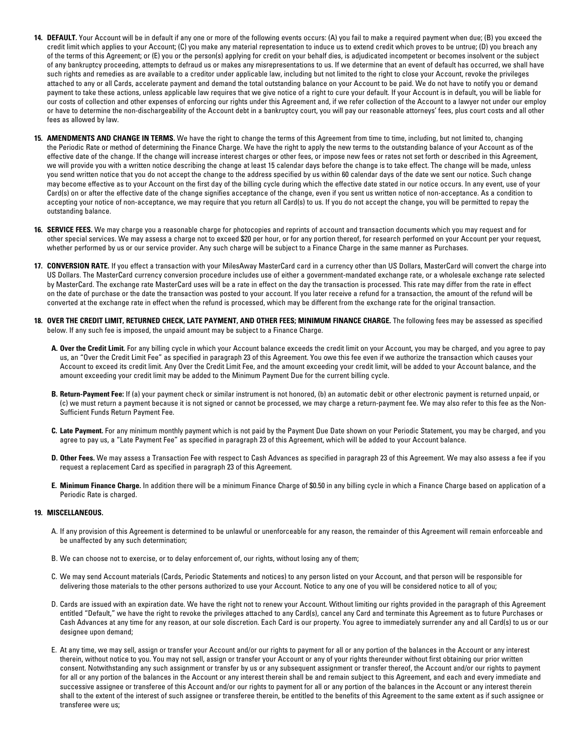**14. DEFAULT.** Your Account will be in default if any one or more of the following events occurs: (A) you fail to make a required payment when due; (B) you exceed the credit limit which applies to your Account; (C) you make any material representation to induce us to extend credit which proves to be untrue; (D) you breach any of the terms of this Agreement; or (E) you or the person(s) applying for credit on your behalf dies, is adjudicated incompetent or becomes insolvent or the subject of any bankruptcy proceeding, attempts to defraud us or makes any misrepresentations to us. If we determine that an event of default has occurred, we shall have such rights and remedies as are available to a creditor under applicable law, including but not limited to the right to close your Account, revoke the privileges attached to any or all Cards, accelerate payment and demand the total outstanding balance on your Account to be paid. We do not have to notify you or demand payment to take these actions, unless applicable law requires that we give notice of a right to cure your default. If your Account is in default, you will be liable for our costs of collection and other expenses of enforcing our rights under this Agreement and, if we refer collection of the Account to a lawyer not under our employ or have to determine the non-dischargeability of the Account debt in a bankruptcy court, you will pay our reasonable attorneys' fees, plus court costs and all other fees as allowed by law.

**15. AMENDMENTS AND CHANGE IN TERMS.** We have the right to change the terms of this Agreement from time to time, including, but not limited to, changing the Periodic Rate or method of determining the Finance Charge. We have the right to apply the new terms to the outstanding balance of your Account as of the effective date of the change. If the change will increase interest charges or other fees, or impose new fees or rates not set forth or described in this Agreement, we will provide you with a written notice describing the change at least 15 calendar days before the change is to take effect. The change will be made, unless you send written notice that you do not accept the change to the address specified by us within 60 calendar days of the date we sent our notice. Such change may become effective as to your Account on the first day of the billing cycle during which the effective date stated in our notice occurs. In any event, use of your Card(s) on or after the effective date of the change signifies acceptance of the change, even if you sent us written notice of non-acceptance. As a condition to accepting your notice of non-acceptance, we may require that you return all Card(s) to us. If you do not accept the change, you will be permitted to repay the outstanding balance.

**16. SERVICE FEES.** We may charge you a reasonable charge for photocopies and reprints of account and transaction documents which you may request and for other special services. We may assess a charge not to exceed $20 per hour, or for any portion thereof, for research performed on your Account per your request, whether performed by us or our service provider. Any such charge will be subject to a Finance Charge in the same manner as Purchases.

**17. CONVERSION RATE.** If you effect a transaction with your MilesAway MasterCard card in a currency other than US Dollars, MasterCard will convert the charge into US Dollars. The MasterCard currency conversion procedure includes use of either a government-mandated exchange rate, or a wholesale exchange rate selected by MasterCard. The exchange rate MasterCard uses will be a rate in effect on the day the transaction is processed. This rate may differ from the rate in effect on the date of purchase or the date the transaction was posted to your account. If you later receive a refund for a transaction, the amount of the refund will be converted at the exchange rate in effect when the refund is processed, which may be different from the exchange rate for the original transaction.

**18. OVER THE CREDIT LIMIT, RETURNED CHECK, LATE PAYMENT, AND OTHER FEES; MINIMUM FINANCE CHARGE.** The following fees may be assessed as specified below. If any such fee is imposed, the unpaid amount may be subject to a Finance Charge.

**A. Over the Credit Limit.** For any billing cycle in which your Account balance exceeds the credit limit on your Account, you may be charged, and you agree to pay us, an "Over the Credit Limit Fee" as specified in paragraph 23 of this Agreement. You owe this fee even if we authorize the transaction which causes your Account to exceed its credit limit. Any Over the Credit Limit Fee, and the amount exceeding your credit limit, will be added to your Account balance, and the amount exceeding your credit limit may be added to the Minimum Payment Due for the current billing cycle.

**B. Return-Payment Fee:** If (a) your payment check or similar instrument is not honored, (b) an automatic debit or other electronic payment is returned unpaid, or (c) we must return a payment because it is not signed or cannot be processed, we may charge a return-payment fee. We may also refer to this fee as the Non-Sufficient Funds Return Payment Fee.

**C. Late Payment.** For any minimum monthly payment which is not paid by the Payment Due Date shown on your Periodic Statement, you may be charged, and you agree to pay us, a "Late Payment Fee" as specified in paragraph 23 of this Agreement, which will be added to your Account balance.

**D. Other Fees.** We may assess a Transaction Fee with respect to Cash Advances as specified in paragraph 23 of this Agreement. We may also assess a fee if you request a replacement Card as specified in paragraph 23 of this Agreement.

**E. Minimum Finance Charge.** In addition there will be a minimum Finance Charge of $0.50 in any billing cycle in which a Finance Charge based on application of a Periodic Rate is charged.

**19. MISCELLANEOUS.**

A. If any provision of this Agreement is determined to be unlawful or unenforceable for any reason, the remainder of this Agreement will remain enforceable and be unaffected by any such determination;

B. We can choose not to exercise, or to delay enforcement of, our rights, without losing any of them;

C. We may send Account materials (Cards, Periodic Statements and notices) to any person listed on your Account, and that person will be responsible for delivering those materials to the other persons authorized to use your Account. Notice to any one of you will be considered notice to all of you;

D. Cards are issued with an expiration date. We have the right not to renew your Account. Without limiting our rights provided in the paragraph of this Agreement entitled "Default," we have the right to revoke the privileges attached to any Card(s), cancel any Card and terminate this Agreement as to future Purchases or Cash Advances at any time for any reason, at our sole discretion. Each Card is our property. You agree to immediately surrender any and all Card(s) to us or our designee upon demand;

E. At any time, we may sell, assign or transfer your Account and/or our rights to payment for all or any portion of the balances in the Account or any interest therein, without notice to you. You may not sell, assign or transfer your Account or any of your rights thereunder without first obtaining our prior written consent. Notwithstanding any such assignment or transfer by us or any subsequent assignment or transfer thereof, the Account and/or our rights to payment for all or any portion of the balances in the Account or any interest therein shall be and remain subject to this Agreement, and each and every immediate and successive assignee or transferee of this Account and/or our rights to payment for all or any portion of the balances in the Account or any interest therein shall to the extent of the interest of such assignee or transferee therein, be entitled to the benefits of this Agreement to the same extent as if such assignee or transferee were us;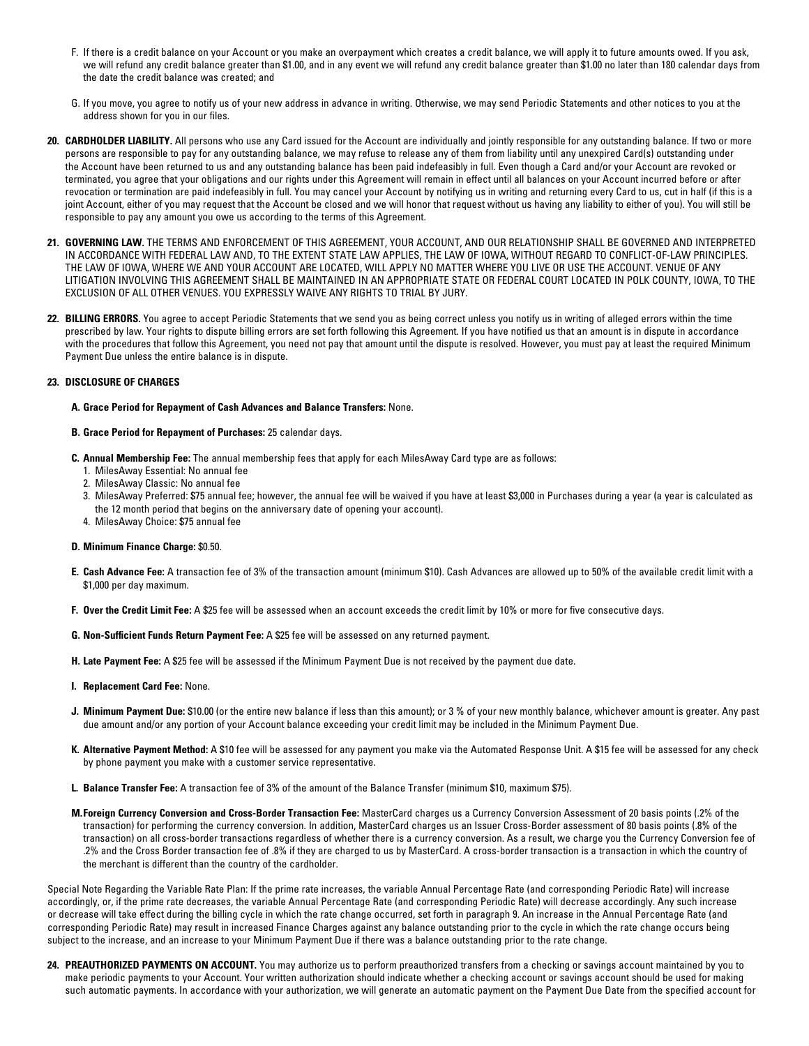F. If there is a credit balance on your Account or you make an overpayment which creates a credit balance, we will apply it to future amounts owed. If you ask, we will refund any credit balance greater than $1.00, and in any event we will refund any credit balance greater than $1.00 no later than 180 calendar days from the date the credit balance was created; and

G. If you move, you agree to notify us of your new address in advance in writing. Otherwise, we may send Periodic Statements and other notices to you at the address shown for you in our files.

**20. CARDHOLDER LIABILITY.** All persons who use any Card issued for the Account are individually and jointly responsible for any outstanding balance. If two or more persons are responsible to pay for any outstanding balance, we may refuse to release any of them from liability until any unexpired Card(s) outstanding under the Account have been returned to us and any outstanding balance has been paid indefeasibly in full. Even though a Card and/or your Account are revoked or terminated, you agree that your obligations and our rights under this Agreement will remain in effect until all balances on your Account incurred before or after revocation or termination are paid indefeasibly in full. You may cancel your Account by notifying us in writing and returning every Card to us, cut in half (if this is a joint Account, either of you may request that the Account be closed and we will honor that request without us having any liability to either of you). You will still be responsible to pay any amount you owe us according to the terms of this Agreement.

**21. GOVERNING LAW.** THE TERMS AND ENFORCEMENT OF THIS AGREEMENT, YOUR ACCOUNT, AND OUR RELATIONSHIP SHALL BE GOVERNED AND INTERPRETED IN ACCORDANCE WITH FEDERAL LAW AND, TO THE EXTENT STATE LAW APPLIES, THE LAW OF IOWA, WITHOUT REGARD TO CONFLICT-OF-LAW PRINCIPLES. THE LAW OF IOWA, WHERE WE AND YOUR ACCOUNT ARE LOCATED, WILL APPLY NO MATTER WHERE YOU LIVE OR USE THE ACCOUNT. VENUE OF ANY LITIGATION INVOLVING THIS AGREEMENT SHALL BE MAINTAINED IN AN APPROPRIATE STATE OR FEDERAL COURT LOCATED IN POLK COUNTY, IOWA, TO THE EXCLUSION OF ALL OTHER VENUES. YOU EXPRESSLY WAIVE ANY RIGHTS TO TRIAL BY JURY.

**22. BILLING ERRORS.** You agree to accept Periodic Statements that we send you as being correct unless you notify us in writing of alleged errors within the time prescribed by law. Your rights to dispute billing errors are set forth following this Agreement. If you have notified us that an amount is in dispute in accordance with the procedures that follow this Agreement, you need not pay that amount until the dispute is resolved. However, you must pay at least the required Minimum Payment Due unless the entire balance is in dispute.

**23. DISCLOSURE OF CHARGES**

**A. Grace Period for Repayment of Cash Advances and Balance Transfers:** None.

**B. Grace Period for Repayment of Purchases:** 25 calendar days.

**C. Annual Membership Fee:** The annual membership fees that apply for each MilesAway Card type are as follows:

1. MilesAway Essential: No annual fee
2. MilesAway Classic: No annual fee
3. MilesAway Preferred: $75 annual fee; however, the annual fee will be waived if you have at least $3,000 in Purchases during a year (a year is calculated as the 12 month period that begins on the anniversary date of opening your account).
4. MilesAway Choice: $75 annual fee

**D. Minimum Finance Charge:** $0.50.

**E. Cash Advance Fee:** A transaction fee of 3% of the transaction amount (minimum $10). Cash Advances are allowed up to 50% of the available credit limit with a $1,000 per day maximum.

**F. Over the Credit Limit Fee:** A $25 fee will be assessed when an account exceeds the credit limit by 10% or more for five consecutive days.

**G. Non-Sufficient Funds Return Payment Fee:** A $25 fee will be assessed on any returned payment.

**H. Late Payment Fee:** A $25 fee will be assessed if the Minimum Payment Due is not received by the payment due date.

**I. Replacement Card Fee:** None.

**J. Minimum Payment Due:** $10.00 (or the entire new balance if less than this amount); or 3 % of your new monthly balance, whichever amount is greater. Any past due amount and/or any portion of your Account balance exceeding your credit limit may be included in the Minimum Payment Due.

**K. Alternative Payment Method:** A $10 fee will be assessed for any payment you make via the Automated Response Unit. A $15 fee will be assessed for any check by phone payment you make with a customer service representative.

**L. Balance Transfer Fee:** A transaction fee of 3% of the amount of the Balance Transfer (minimum $10, maximum $75).

**M. Foreign Currency Conversion and Cross-Border Transaction Fee:** MasterCard charges us a Currency Conversion Assessment of 20 basis points (.2% of the transaction) for performing the currency conversion. In addition, MasterCard charges us an Issuer Cross-Border assessment of 80 basis points (.8% of the transaction) on all cross-border transactions regardless of whether there is a currency conversion. As a result, we charge you the Currency Conversion fee of .2% and the Cross Border transaction fee of .8% if they are charged to us by MasterCard. A cross-border transaction is a transaction in which the country of the merchant is different than the country of the cardholder.

Special Note Regarding the Variable Rate Plan: If the prime rate increases, the variable Annual Percentage Rate (and corresponding Periodic Rate) will increase accordingly, or, if the prime rate decreases, the variable Annual Percentage Rate (and corresponding Periodic Rate) will decrease accordingly. Any such increase or decrease will take effect during the billing cycle in which the rate change occurred, set forth in paragraph 9. An increase in the Annual Percentage Rate (and corresponding Periodic Rate) may result in increased Finance Charges against any balance outstanding prior to the cycle in which the rate change occurs being subject to the increase, and an increase to your Minimum Payment Due if there was a balance outstanding prior to the rate change.

**24. PREAUTHORIZED PAYMENTS ON ACCOUNT.** You may authorize us to perform preauthorized transfers from a checking or savings account maintained by you to make periodic payments to your Account. Your written authorization should indicate whether a checking account or savings account should be used for making such automatic payments. In accordance with your authorization, we will generate an automatic payment on the Payment Due Date from the specified account for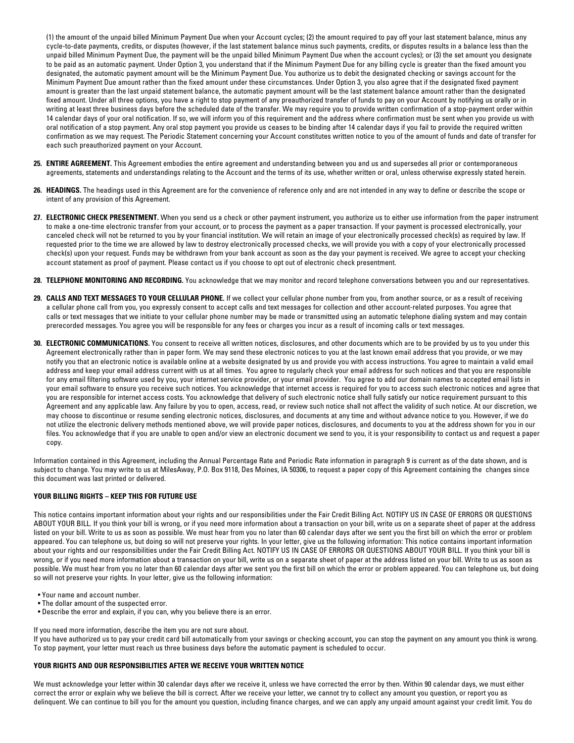(1) the amount of the unpaid billed Minimum Payment Due when your Account cycles; (2) the amount required to pay off your last statement balance, minus any cycle-to-date payments, credits, or disputes (however, if the last statement balance minus such payments, credits, or disputes results in a balance less than the unpaid billed Minimum Payment Due, the payment will be the unpaid billed Minimum Payment Due when the account cycles); or (3) the set amount you designate to be paid as an automatic payment. Under Option 3, you understand that if the Minimum Payment Due for any billing cycle is greater than the fixed amount you designated, the automatic payment amount will be the Minimum Payment Due. You authorize us to debit the designated checking or savings account for the Minimum Payment Due amount rather than the fixed amount under these circumstances. Under Option 3, you also agree that if the designated fixed payment amount is greater than the last unpaid statement balance, the automatic payment amount will be the last statement balance amount rather than the designated fixed amount. Under all three options, you have a right to stop payment of any preauthorized transfer of funds to pay on your Account by notifying us orally or in writing at least three business days before the scheduled date of the transfer. We may require you to provide written confirmation of a stop-payment order within 14 calendar days of your oral notification. If so, we will inform you of this requirement and the address where confirmation must be sent when you provide us with oral notification of a stop payment. Any oral stop payment you provide us ceases to be binding after 14 calendar days if you fail to provide the required written confirmation as we may request. The Periodic Statement concerning your Account constitutes written notice to you of the amount of funds and date of transfer for each such preauthorized payment on your Account.

25. **ENTIRE AGREEMENT.** This Agreement embodies the entire agreement and understanding between you and us and supersedes all prior or contemporaneous agreements, statements and understandings relating to the Account and the terms of its use, whether written or oral, unless otherwise expressly stated herein.

26. **HEADINGS.** The headings used in this Agreement are for the convenience of reference only and are not intended in any way to define or describe the scope or intent of any provision of this Agreement.

27. **ELECTRONIC CHECK PRESENTMENT.** When you send us a check or other payment instrument, you authorize us to either use information from the paper instrument to make a one-time electronic transfer from your account, or to process the payment as a paper transaction. If your payment is processed electronically, your canceled check will not be returned to you by your financial institution. We will retain an image of your electronically processed check(s) as required by law. If requested prior to the time we are allowed by law to destroy electronically processed checks, we will provide you with a copy of your electronically processed check(s) upon your request. Funds may be withdrawn from your bank account as soon as the day your payment is received. We agree to accept your checking account statement as proof of payment. Please contact us if you choose to opt out of electronic check presentment.

28. **TELEPHONE MONITORING AND RECORDING.** You acknowledge that we may monitor and record telephone conversations between you and our representatives.

29. **CALLS AND TEXT MESSAGES TO YOUR CELLULAR PHONE.** If we collect your cellular phone number from you, from another source, or as a result of receiving a cellular phone call from you, you expressly consent to accept calls and text messages for collection and other account-related purposes. You agree that calls or text messages that we initiate to your cellular phone number may be made or transmitted using an automatic telephone dialing system and may contain prerecorded messages. You agree you will be responsible for any fees or charges you incur as a result of incoming calls or text messages.

30. **ELECTRONIC COMMUNICATIONS.** You consent to receive all written notices, disclosures, and other documents which are to be provided by us to you under this Agreement electronically rather than in paper form. We may send these electronic notices to you at the last known email address that you provide, or we may notify you that an electronic notice is available online at a website designated by us and provide you with access instructions. You agree to maintain a valid email address and keep your email address current with us at all times. You agree to regularly check your email address for such notices and that you are responsible for any email filtering software used by you, your internet service provider, or your email provider. You agree to add our domain names to accepted email lists in your email software to ensure you receive such notices. You acknowledge that internet access is required for you to access such electronic notices and agree that you are responsible for internet access costs. You acknowledge that delivery of such electronic notice shall fully satisfy our notice requirement pursuant to this Agreement and any applicable law. Any failure by you to open, access, read, or review such notice shall not affect the validity of such notice. At our discretion, we may choose to discontinue or resume sending electronic notices, disclosures, and documents at any time and without advance notice to you. However, if we do not utilize the electronic delivery methods mentioned above, we will provide paper notices, disclosures, and documents to you at the address shown for you in our files. You acknowledge that if you are unable to open and/or view an electronic document we send to you, it is your responsibility to contact us and request a paper copy.

Information contained in this Agreement, including the Annual Percentage Rate and Periodic Rate information in paragraph 9 is current as of the date shown, and is subject to change. You may write to us at MilesAway, P.O. Box 9118, Des Moines, IA 50306, to request a paper copy of this Agreement containing the changes since this document was last printed or delivered.

**YOUR BILLING RIGHTS – KEEP THIS FOR FUTURE USE**

This notice contains important information about your rights and our responsibilities under the Fair Credit Billing Act. NOTIFY US IN CASE OF ERRORS OR QUESTIONS ABOUT YOUR BILL. If you think your bill is wrong, or if you need more information about a transaction on your bill, write us on a separate sheet of paper at the address listed on your bill. Write to us as soon as possible. We must hear from you no later than 60 calendar days after we sent you the first bill on which the error or problem appeared. You can telephone us, but doing so will not preserve your rights. In your letter, give us the following information: This notice contains important information about your rights and our responsibilities under the Fair Credit Billing Act. NOTIFY US IN CASE OF ERRORS OR QUESTIONS ABOUT YOUR BILL. If you think your bill is wrong, or if you need more information about a transaction on your bill, write us on a separate sheet of paper at the address listed on your bill. Write to us as soon as possible. We must hear from you no later than 60 calendar days after we sent you the first bill on which the error or problem appeared. You can telephone us, but doing so will not preserve your rights. In your letter, give us the following information:

- Your name and account number.
- The dollar amount of the suspected error.
- Describe the error and explain, if you can, why you believe there is an error.

If you need more information, describe the item you are not sure about.
If you have authorized us to pay your credit card bill automatically from your savings or checking account, you can stop the payment on any amount you think is wrong. To stop payment, your letter must reach us three business days before the automatic payment is scheduled to occur.

**YOUR RIGHTS AND OUR RESPONSIBILITIES AFTER WE RECEIVE YOUR WRITTEN NOTICE**

We must acknowledge your letter within 30 calendar days after we receive it, unless we have corrected the error by then. Within 90 calendar days, we must either correct the error or explain why we believe the bill is correct. After we receive your letter, we cannot try to collect any amount you question, or report you as delinquent. We can continue to bill you for the amount you question, including finance charges, and we can apply any unpaid amount against your credit limit. You do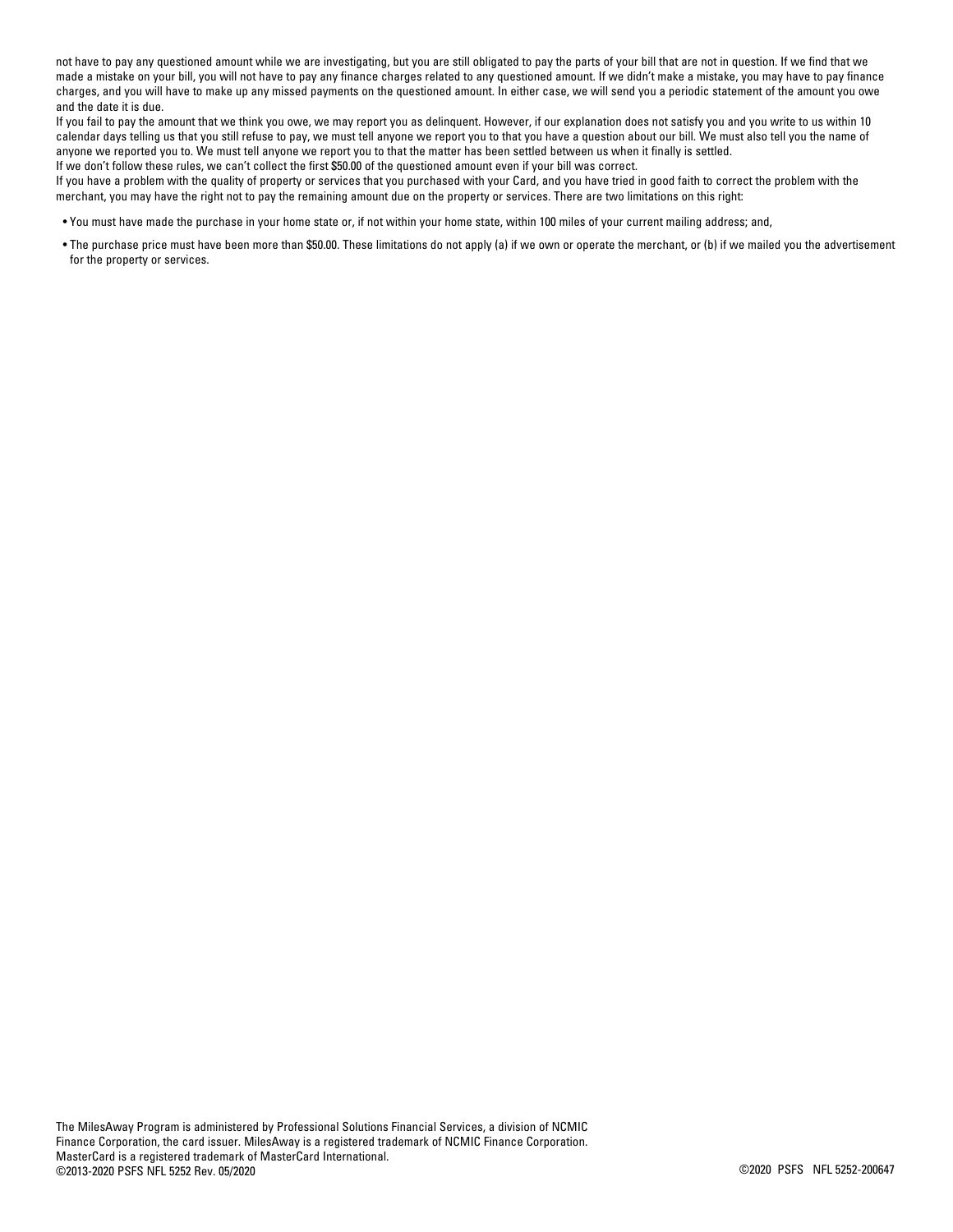not have to pay any questioned amount while we are investigating, but you are still obligated to pay the parts of your bill that are not in question. If we find that we made a mistake on your bill, you will not have to pay any finance charges related to any questioned amount. If we didn't make a mistake, you may have to pay finance charges, and you will have to make up any missed payments on the questioned amount. In either case, we will send you a periodic statement of the amount you owe and the date it is due.

If you fail to pay the amount that we think you owe, we may report you as delinquent. However, if our explanation does not satisfy you and you write to us within 10 calendar days telling us that you still refuse to pay, we must tell anyone we report you to that you have a question about our bill. We must also tell you the name of anyone we reported you to. We must tell anyone we report you to that the matter has been settled between us when it finally is settled.

If we don't follow these rules, we can't collect the first $50.00 of the questioned amount even if your bill was correct.

If you have a problem with the quality of property or services that you purchased with your Card, and you have tried in good faith to correct the problem with the merchant, you may have the right not to pay the remaining amount due on the property or services. There are two limitations on this right:

- You must have made the purchase in your home state or, if not within your home state, within 100 miles of your current mailing address; and,
- The purchase price must have been more than $50.00. These limitations do not apply (a) if we own or operate the merchant, or (b) if we mailed you the advertisement for the property or services.

The MilesAway Program is administered by Professional Solutions Financial Services, a division of NCMIC Finance Corporation, the card issuer. MilesAway is a registered trademark of NCMIC Finance Corporation. MasterCard is a registered trademark of MasterCard International.
©2013-2020 PSFS NFL 5252 Rev. 05/2020

©2020 PSFS NFL 5252-200647